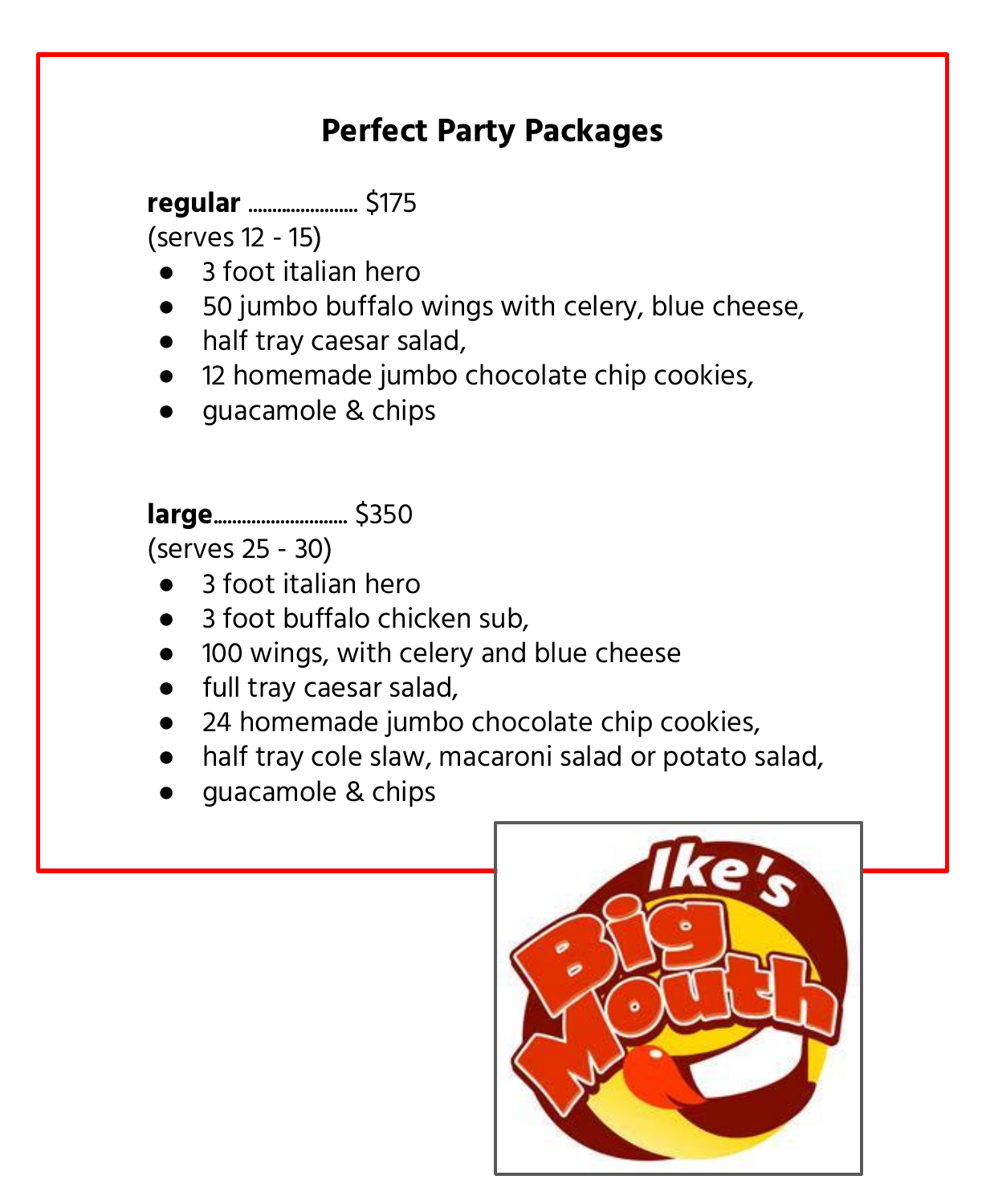## Perfect Party Packages

**regular** ...................... $175
(serves 12 - 15)

- 3 foot italian hero
- 50 jumbo buffalo wings with celery, blue cheese,
- half tray caesar salad,
- 12 homemade jumbo chocolate chip cookies,
- guacamole & chips

**large**........................... $350
(serves 25 - 30)

- 3 foot italian hero
- 3 foot buffalo chicken sub,
- 100 wings, with celery and blue cheese
- full tray caesar salad,
- 24 homemade jumbo chocolate chip cookies,
- half tray cole slaw, macaroni salad or potato salad,
- guacamole & chips

Ike's Big Mouth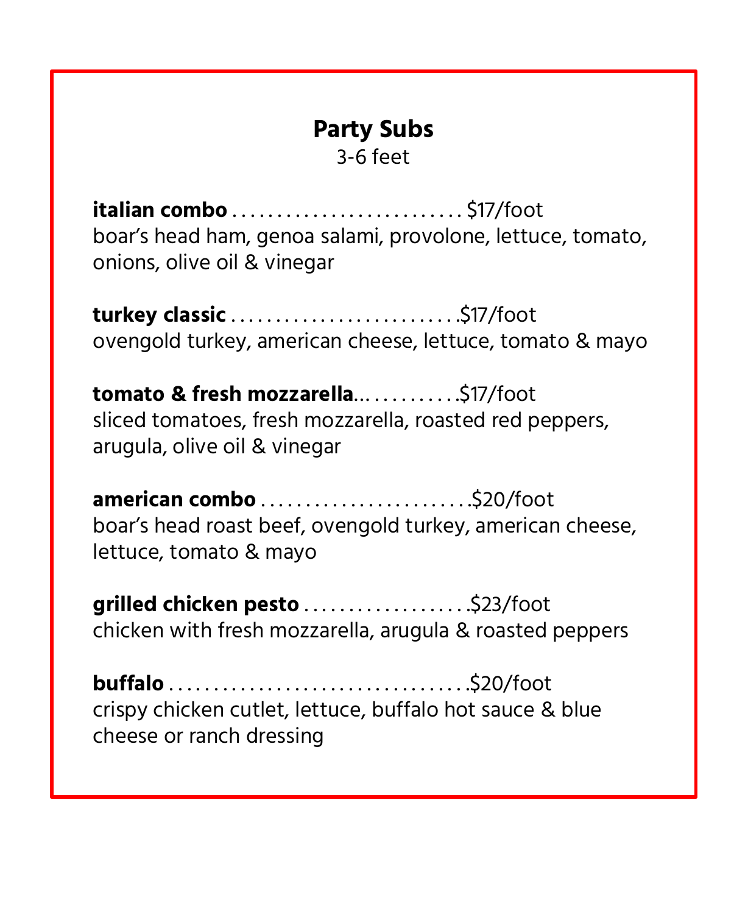## Party Subs

3-6 feet

**italian combo** .......................... $17/foot
boar's head ham, genoa salami, provolone, lettuce, tomato, onions, olive oil & vinegar

**turkey classic** .......................... $17/foot
ovengold turkey, american cheese, lettuce, tomato & mayo

**tomato & fresh mozzarella**............. $17/foot
sliced tomatoes, fresh mozzarella, roasted red peppers, arugula, olive oil & vinegar

**american combo** ........................ $20/foot
boar's head roast beef, ovengold turkey, american cheese, lettuce, tomato & mayo

**grilled chicken pesto** .................. $23/foot
chicken with fresh mozzarella, arugula & roasted peppers

**buffalo** ................................. $20/foot
crispy chicken cutlet, lettuce, buffalo hot sauce & blue cheese or ranch dressing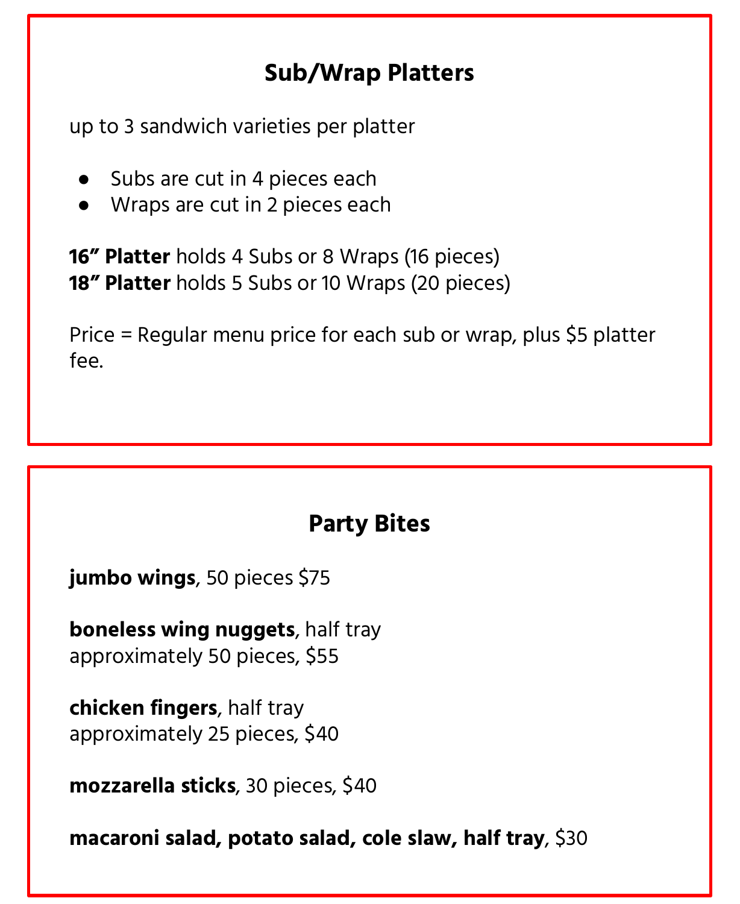## Sub/Wrap Platters

up to 3 sandwich varieties per platter

- Subs are cut in 4 pieces each
- Wraps are cut in 2 pieces each

**16" Platter** holds 4 Subs or 8 Wraps (16 pieces)
**18" Platter** holds 5 Subs or 10 Wraps (20 pieces)

Price = Regular menu price for each sub or wrap, plus $5 platter fee.

## Party Bites

**jumbo wings**, 50 pieces $75

**boneless wing nuggets**, half tray
approximately 50 pieces, $55

**chicken fingers**, half tray
approximately 25 pieces, $40

**mozzarella sticks**, 30 pieces, $40

**macaroni salad, potato salad, cole slaw, half tray**, $30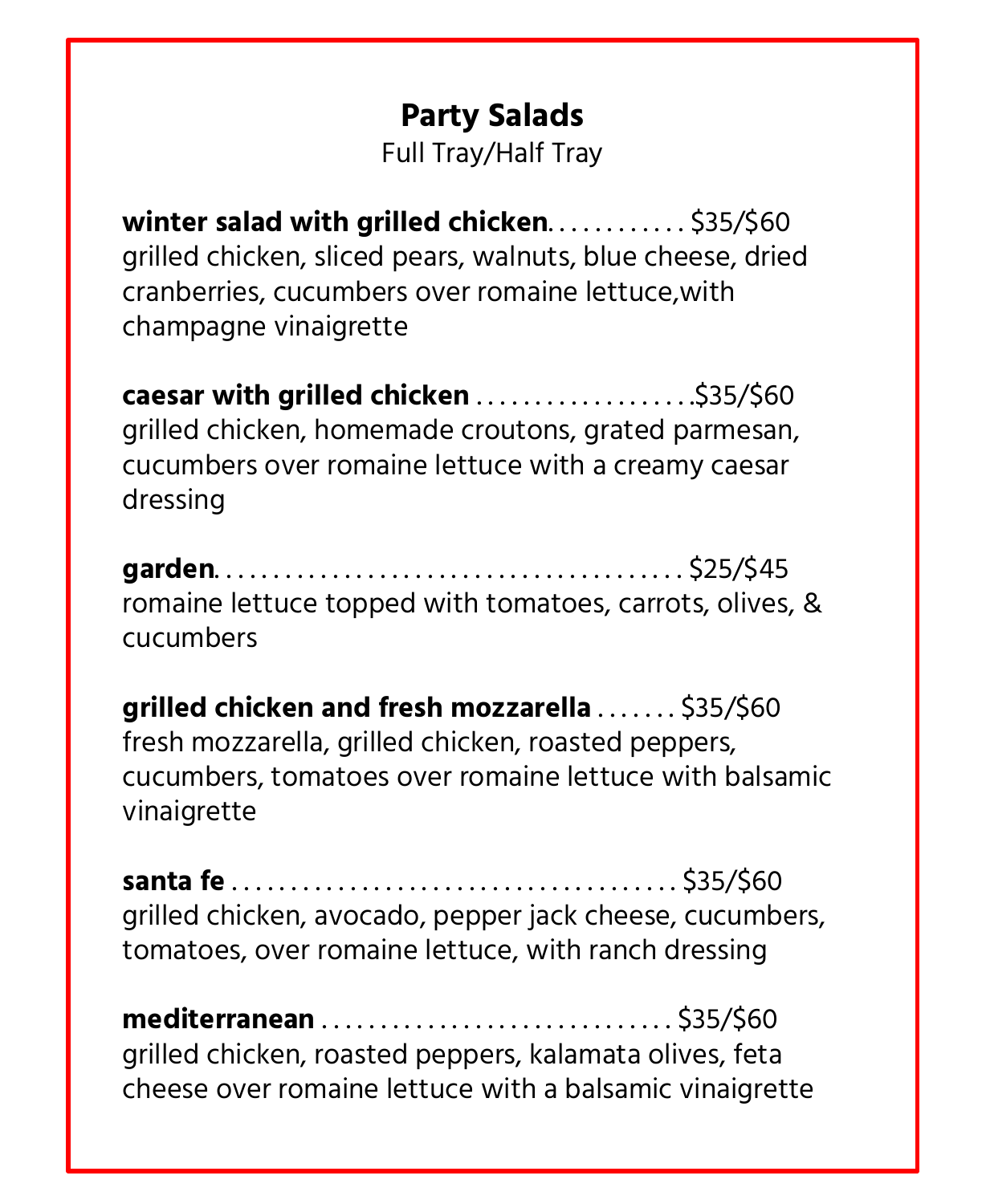## Party Salads

Full Tray/Half Tray

**winter salad with grilled chicken**............ $35/$60
grilled chicken, sliced pears, walnuts, blue cheese, dried cranberries, cucumbers over romaine lettuce,with champagne vinaigrette

**caesar with grilled chicken** ...................$35/$60
grilled chicken, homemade croutons, grated parmesan, cucumbers over romaine lettuce with a creamy caesar dressing

**garden**...................................... $25/$45
romaine lettuce topped with tomatoes, carrots, olives, & cucumbers

**grilled chicken and fresh mozzarella** ....... $35/$60
fresh mozzarella, grilled chicken, roasted peppers, cucumbers, tomatoes over romaine lettuce with balsamic vinaigrette

**santa fe** ..................................... $35/$60
grilled chicken, avocado, pepper jack cheese, cucumbers, tomatoes, over romaine lettuce, with ranch dressing

**mediterranean** ............................. $35/$60
grilled chicken, roasted peppers, kalamata olives, feta cheese over romaine lettuce with a balsamic vinaigrette